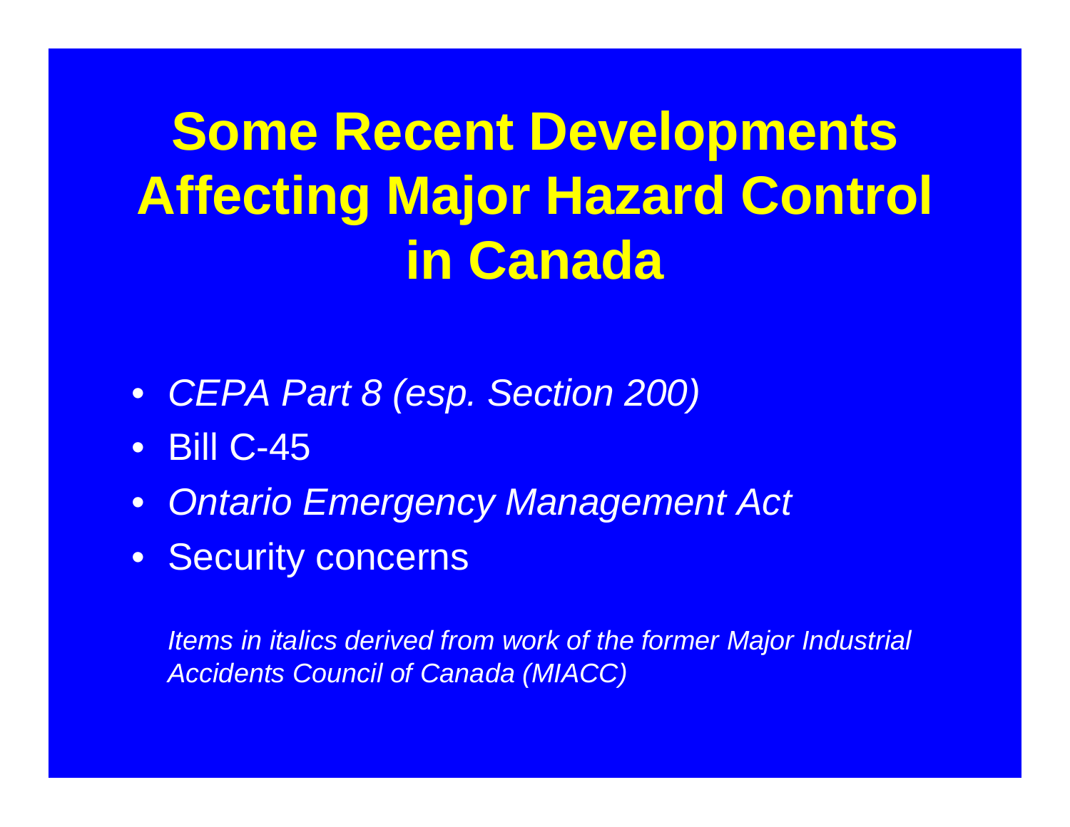# Some Recent Developments Affecting Major Hazard Control in Canada

- *CEPA Part 8 (esp. Section 200)*
- Bill C-45
- *Ontario Emergency Management Act*
- Security concerns

*Items in italics derived from work of the former Major Industrial Accidents Council of Canada (MIACC)*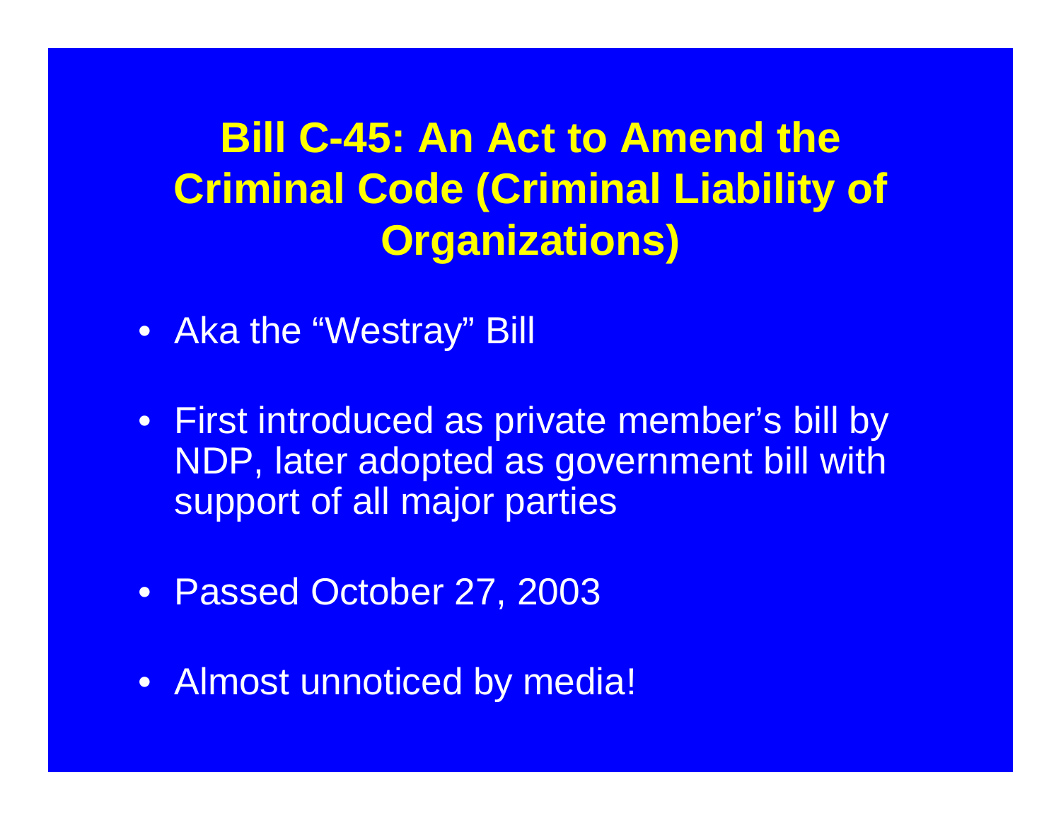# Bill C-45: An Act to Amend the Criminal Code (Criminal Liability of Organizations)

- Aka the "Westray" Bill
- First introduced as private member's bill by NDP, later adopted as government bill with support of all major parties
- Passed October 27, 2003
- Almost unnoticed by media!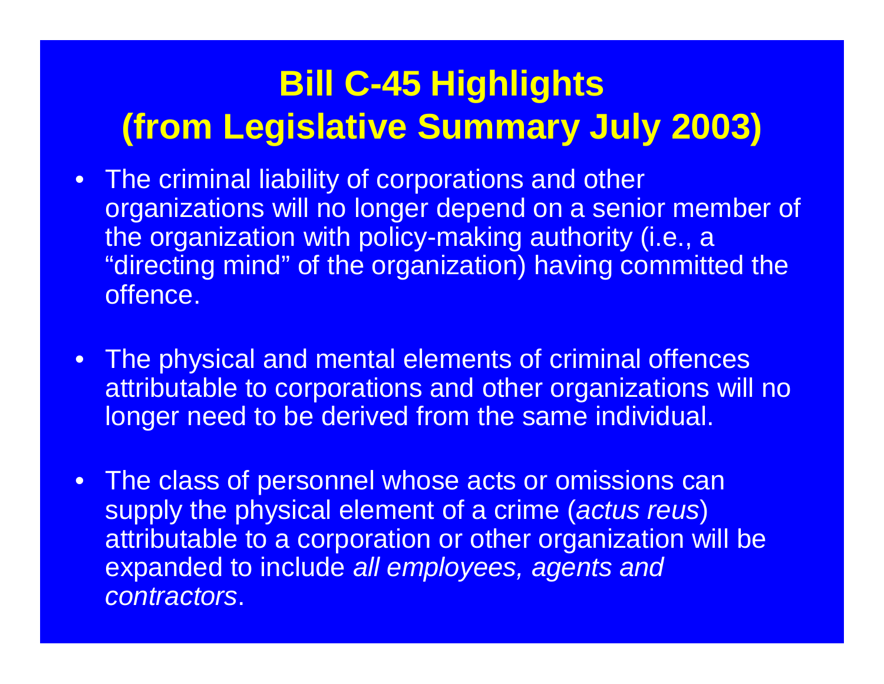# Bill C-45 Highlights (from Legislative Summary July 2003)

- The criminal liability of corporations and other organizations will no longer depend on a senior member of the organization with policy-making authority (i.e., a "directing mind" of the organization) having committed the offence.

- The physical and mental elements of criminal offences attributable to corporations and other organizations will no longer need to be derived from the same individual.

- The class of personnel whose acts or omissions can supply the physical element of a crime (*actus reus*) attributable to a corporation or other organization will be expanded to include *all employees, agents and contractors*.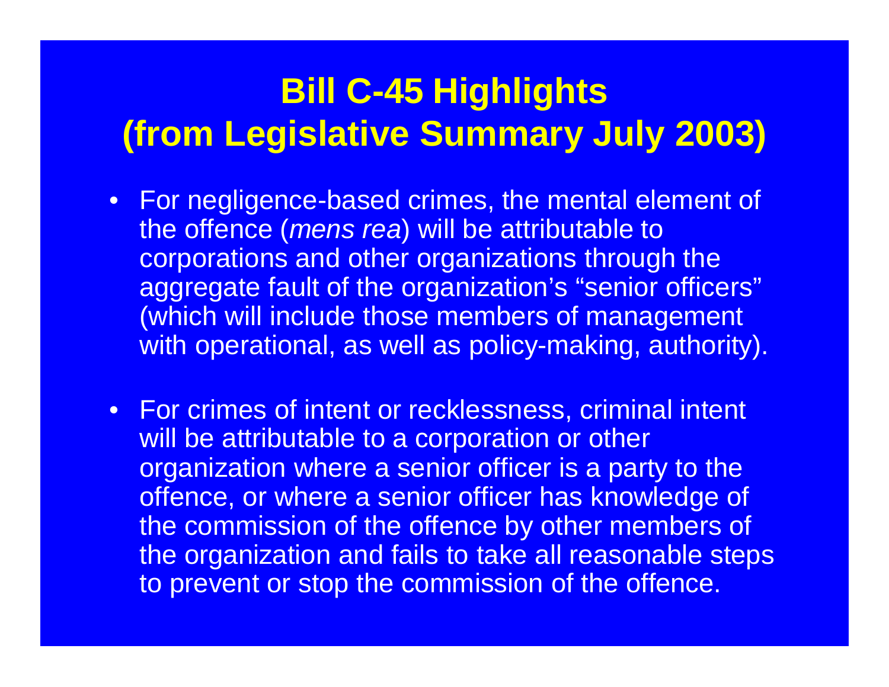# Bill C-45 Highlights (from Legislative Summary July 2003)

- For negligence-based crimes, the mental element of the offence (*mens rea*) will be attributable to corporations and other organizations through the aggregate fault of the organization's "senior officers" (which will include those members of management with operational, as well as policy-making, authority).

- For crimes of intent or recklessness, criminal intent will be attributable to a corporation or other organization where a senior officer is a party to the offence, or where a senior officer has knowledge of the commission of the offence by other members of the organization and fails to take all reasonable steps to prevent or stop the commission of the offence.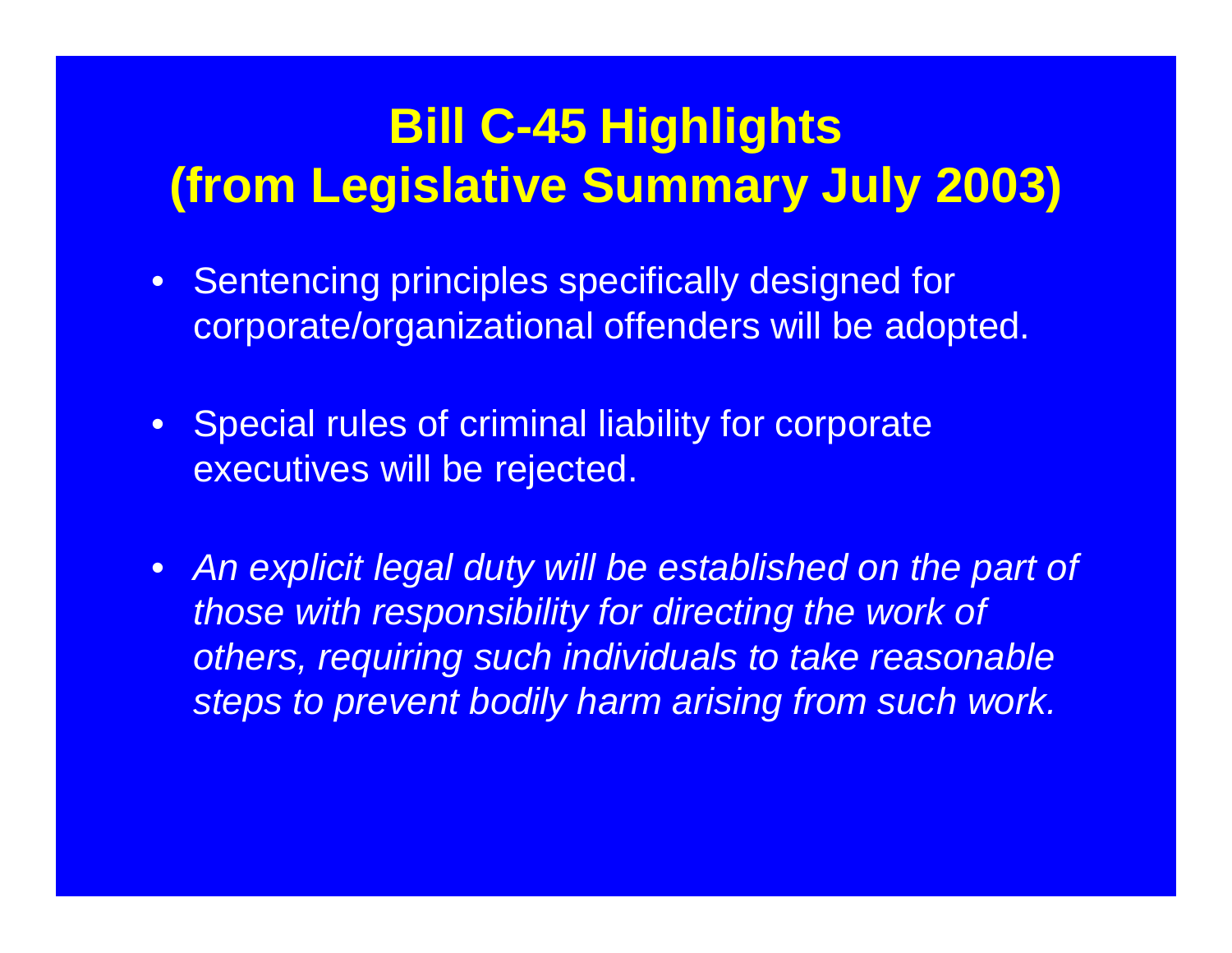# Bill C-45 Highlights (from Legislative Summary July 2003)

- Sentencing principles specifically designed for corporate/organizational offenders will be adopted.
- Special rules of criminal liability for corporate executives will be rejected.
- *An explicit legal duty will be established on the part of those with responsibility for directing the work of others, requiring such individuals to take reasonable steps to prevent bodily harm arising from such work.*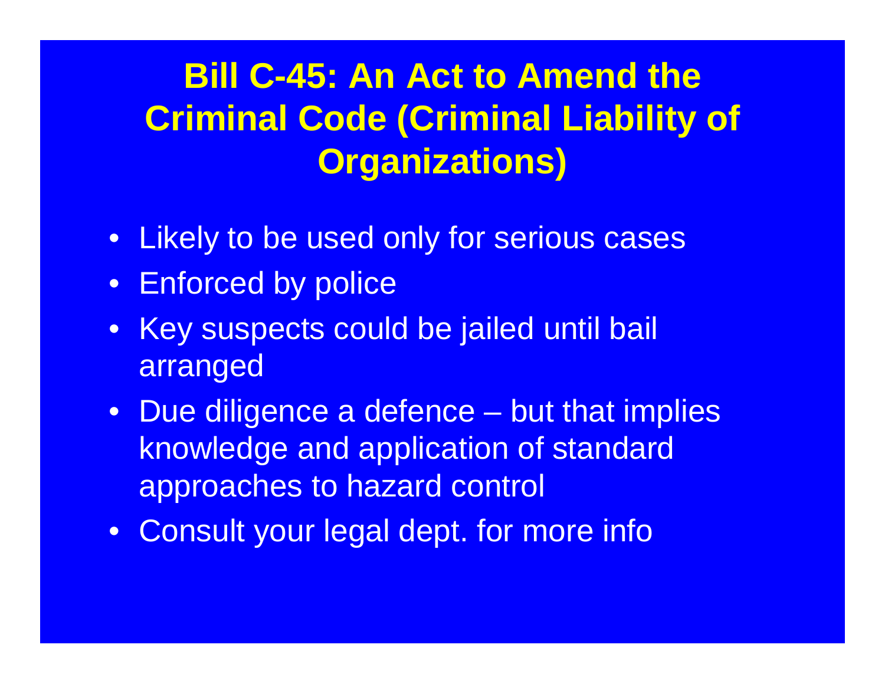# Bill C-45: An Act to Amend the Criminal Code (Criminal Liability of Organizations)

- Likely to be used only for serious cases
- Enforced by police
- Key suspects could be jailed until bail arranged
- Due diligence a defence – but that implies knowledge and application of standard approaches to hazard control
- Consult your legal dept. for more info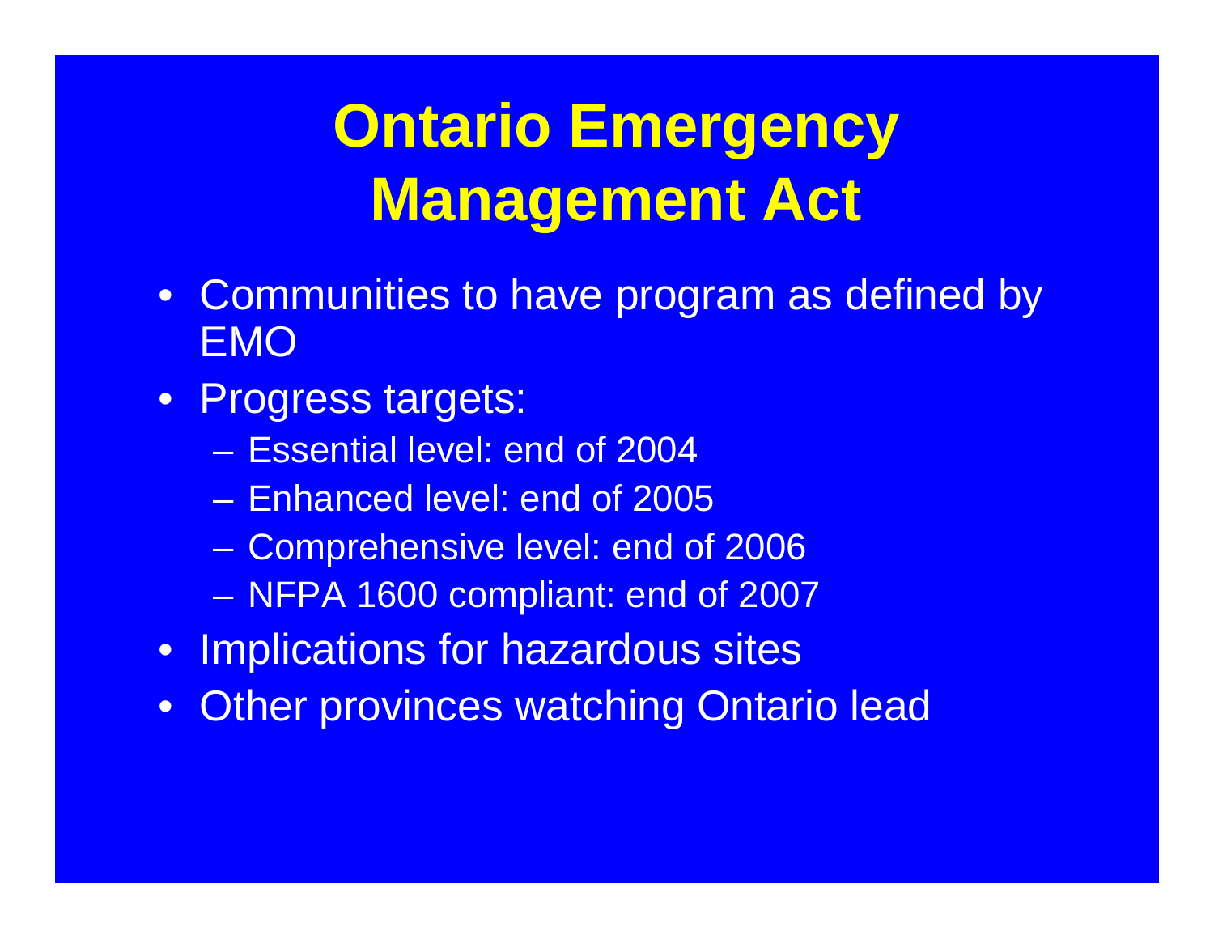# Ontario Emergency Management Act

- Communities to have program as defined by EMO
- Progress targets:
  - Essential level: end of 2004
  - Enhanced level: end of 2005
  - Comprehensive level: end of 2006
  - NFPA 1600 compliant: end of 2007
- Implications for hazardous sites
- Other provinces watching Ontario lead